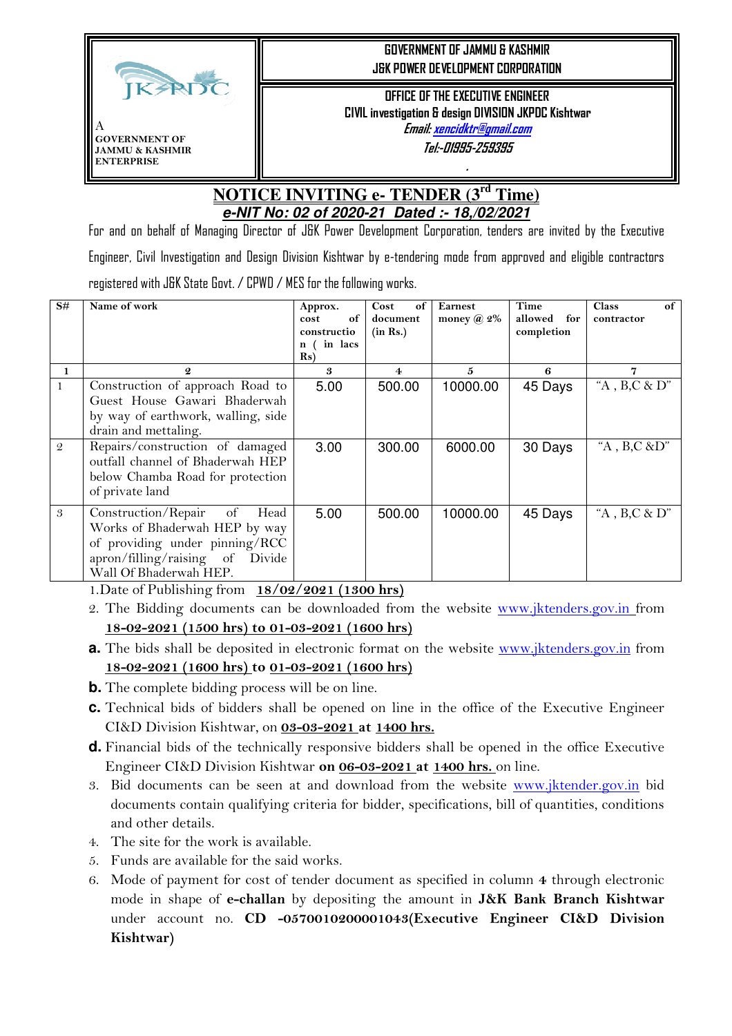A
GOVERNMENT OF JAMMU & KASHMIR ENTERPRISE

**GOVERNMENT OF JAMMU & KASHMIR**
**J&K POWER DEVELOPMENT CORPORATION**

**OFFICE OF THE EXECUTIVE ENGINEER**
**CIVIL investigation & design DIVISION JKPDC Kishtwar**
*Email: xencidktr@gmail.com*
*Tel:-01995-259395*

# NOTICE INVITING e- TENDER (3rd Time)

***e-NIT No: 02 of 2020-21 Dated :- 18,/02/2021***

For and on behalf of Managing Director of J&K Power Development Corporation, tenders are invited by the Executive Engineer, Civil Investigation and Design Division Kishtwar by e-tendering mode from approved and eligible contractors registered with J&K State Govt. / CPWD / MES for the following works.

| S# | Name of work | Approx. cost of construction ( in lacs Rs) | Cost of document (in Rs.) | Earnest money @ 2% | Time allowed for completion | Class of contractor |
|---|---|---|---|---|---|---|
| 1 | 2 | 3 | 4 | 5 | 6 | 7 |
| 1 | Construction of approach Road to Guest House Gawari Bhaderwah by way of earthwork, walling, side drain and mettaling. | 5.00 | 500.00 | 10000.00 | 45 Days | "A , B,C & D" |
| 2 | Repairs/construction of damaged outfall channel of Bhaderwah HEP below Chamba Road for protection of private land | 3.00 | 300.00 | 6000.00 | 30 Days | "A , B,C &D" |
| 3 | Construction/Repair of Head Works of Bhaderwah HEP by way of providing under pinning/RCC apron/filling/raising of Divide Wall Of Bhaderwah HEP. | 5.00 | 500.00 | 10000.00 | 45 Days | "A , B,C & D" |

1. Date of Publishing from **18/02/2021 (1300 hrs)**
2. The Bidding documents can be downloaded from the website www.jktenders.gov.in from **18-02-2021 (1500 hrs) to 01-03-2021 (1600 hrs)**
   - **a.** The bids shall be deposited in electronic format on the website www.jktenders.gov.in from **18-02-2021 (1600 hrs) to 01-03-2021 (1600 hrs)**
   - **b.** The complete bidding process will be on line.
   - **c.** Technical bids of bidders shall be opened on line in the office of the Executive Engineer CI&D Division Kishtwar, on **03-03-2021 at 1400 hrs.**
   - **d.** Financial bids of the technically responsive bidders shall be opened in the office Executive Engineer CI&D Division Kishtwar **on 06-03-2021 at 1400 hrs.** on line.
3. Bid documents can be seen at and download from the website www.jktender.gov.in bid documents contain qualifying criteria for bidder, specifications, bill of quantities, conditions and other details.
4. The site for the work is available.
5. Funds are available for the said works.
6. Mode of payment for cost of tender document as specified in column **4** through electronic mode in shape of **e-challan** by depositing the amount in **J&K Bank Branch Kishtwar** under account no. **CD -0570010200001043(Executive Engineer CI&D Division Kishtwar)**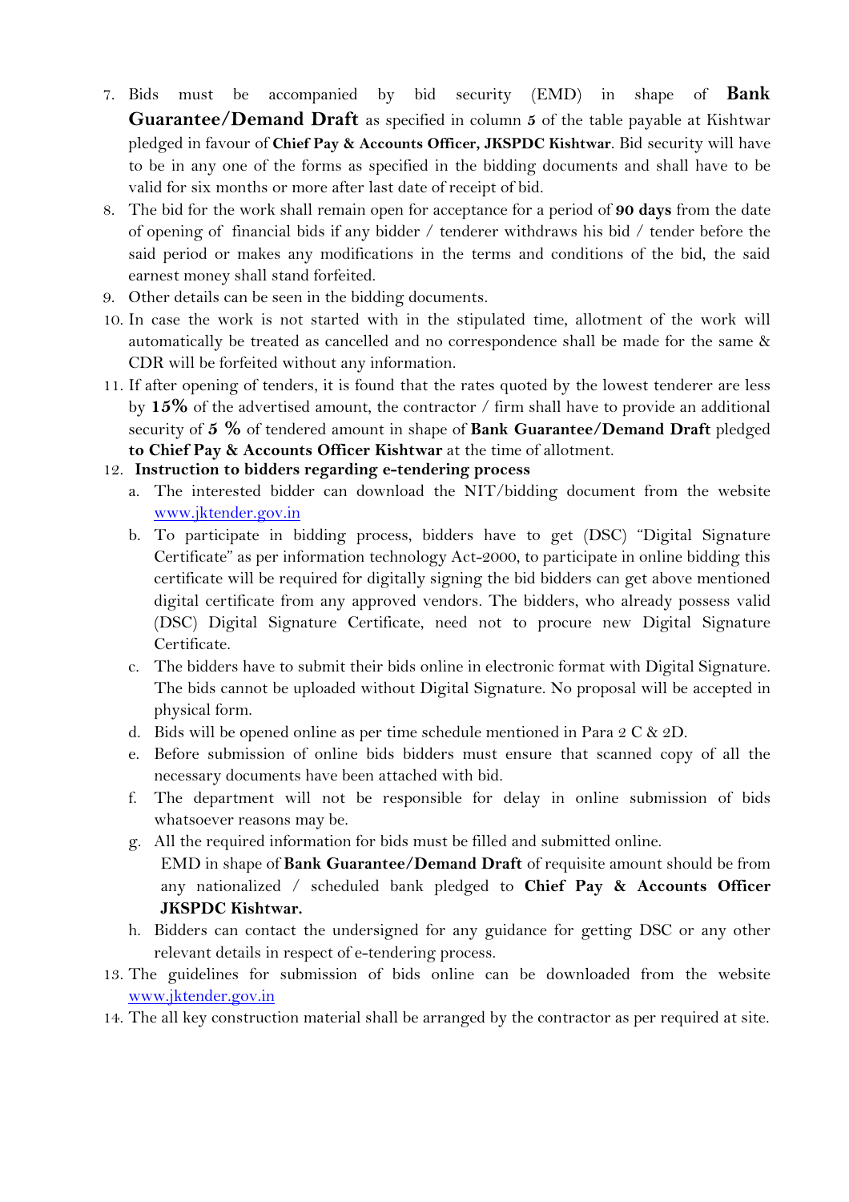7. Bids must be accompanied by bid security (EMD) in shape of **Bank Guarantee/Demand Draft** as specified in column **5** of the table payable at Kishtwar pledged in favour of **Chief Pay & Accounts Officer, JKSPDC Kishtwar**. Bid security will have to be in any one of the forms as specified in the bidding documents and shall have to be valid for six months or more after last date of receipt of bid.
8. The bid for the work shall remain open for acceptance for a period of **90 days** from the date of opening of financial bids if any bidder / tenderer withdraws his bid / tender before the said period or makes any modifications in the terms and conditions of the bid, the said earnest money shall stand forfeited.
9. Other details can be seen in the bidding documents.
10. In case the work is not started with in the stipulated time, allotment of the work will automatically be treated as cancelled and no correspondence shall be made for the same & CDR will be forfeited without any information.
11. If after opening of tenders, it is found that the rates quoted by the lowest tenderer are less by **15%** of the advertised amount, the contractor / firm shall have to provide an additional security of **5 %** of tendered amount in shape of **Bank Guarantee/Demand Draft** pledged **to Chief Pay & Accounts Officer Kishtwar** at the time of allotment.
12. **Instruction to bidders regarding e-tendering process**
    a. The interested bidder can download the NIT/bidding document from the website www.jktender.gov.in
    b. To participate in bidding process, bidders have to get (DSC) "Digital Signature Certificate" as per information technology Act-2000, to participate in online bidding this certificate will be required for digitally signing the bid bidders can get above mentioned digital certificate from any approved vendors. The bidders, who already possess valid (DSC) Digital Signature Certificate, need not to procure new Digital Signature Certificate.
    c. The bidders have to submit their bids online in electronic format with Digital Signature. The bids cannot be uploaded without Digital Signature. No proposal will be accepted in physical form.
    d. Bids will be opened online as per time schedule mentioned in Para 2 C & 2D.
    e. Before submission of online bids bidders must ensure that scanned copy of all the necessary documents have been attached with bid.
    f. The department will not be responsible for delay in online submission of bids whatsoever reasons may be.
    g. All the required information for bids must be filled and submitted online.
       EMD in shape of **Bank Guarantee/Demand Draft** of requisite amount should be from any nationalized / scheduled bank pledged to **Chief Pay & Accounts Officer JKSPDC Kishtwar.**
    h. Bidders can contact the undersigned for any guidance for getting DSC or any other relevant details in respect of e-tendering process.
13. The guidelines for submission of bids online can be downloaded from the website www.jktender.gov.in
14. The all key construction material shall be arranged by the contractor as per required at site.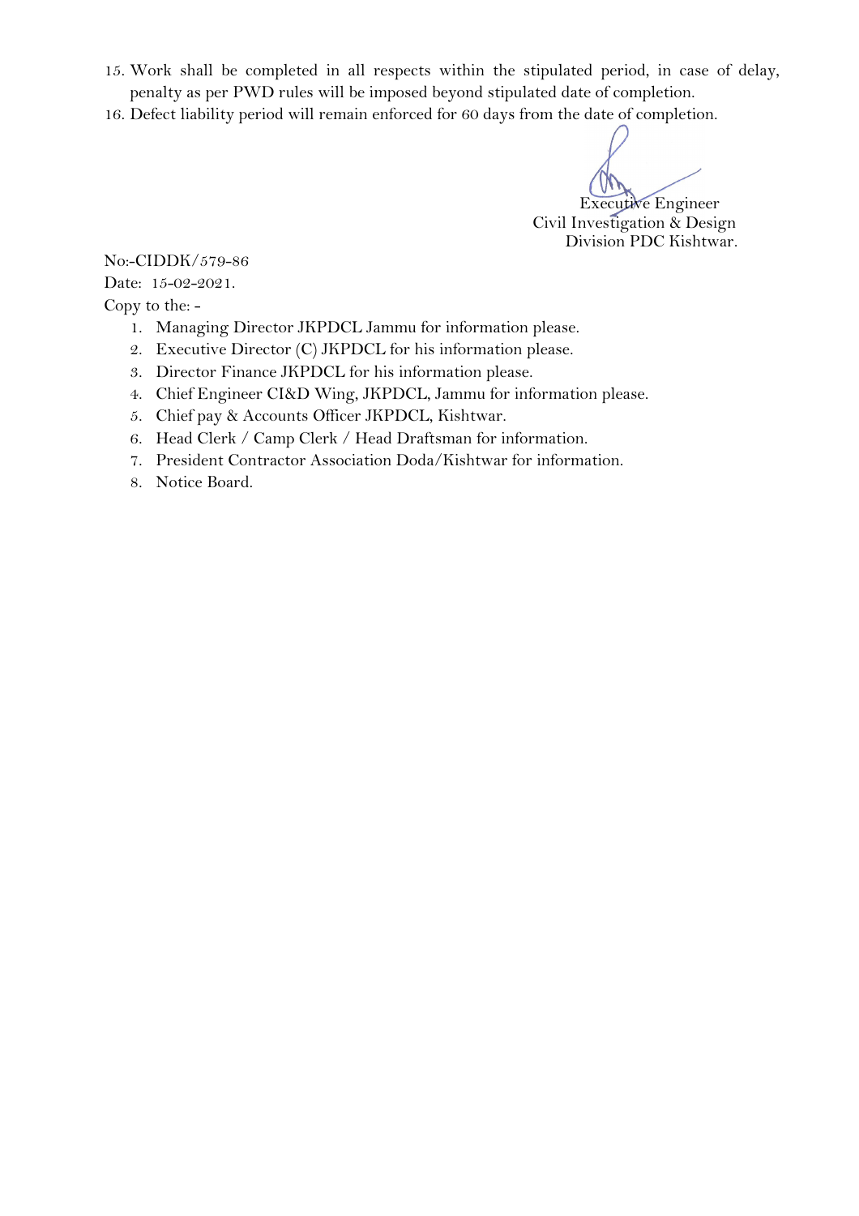15. Work shall be completed in all respects within the stipulated period, in case of delay, penalty as per PWD rules will be imposed beyond stipulated date of completion.
16. Defect liability period will remain enforced for 60 days from the date of completion.

Executive Engineer
Civil Investigation & Design
Division PDC Kishtwar.

No:-CIDDK/579-86

Date: 15-02-2021.

Copy to the: -

1. Managing Director JKPDCL Jammu for information please.
2. Executive Director (C) JKPDCL for his information please.
3. Director Finance JKPDCL for his information please.
4. Chief Engineer CI&D Wing, JKPDCL, Jammu for information please.
5. Chief pay & Accounts Officer JKPDCL, Kishtwar.
6. Head Clerk / Camp Clerk / Head Draftsman for information.
7. President Contractor Association Doda/Kishtwar for information.
8. Notice Board.